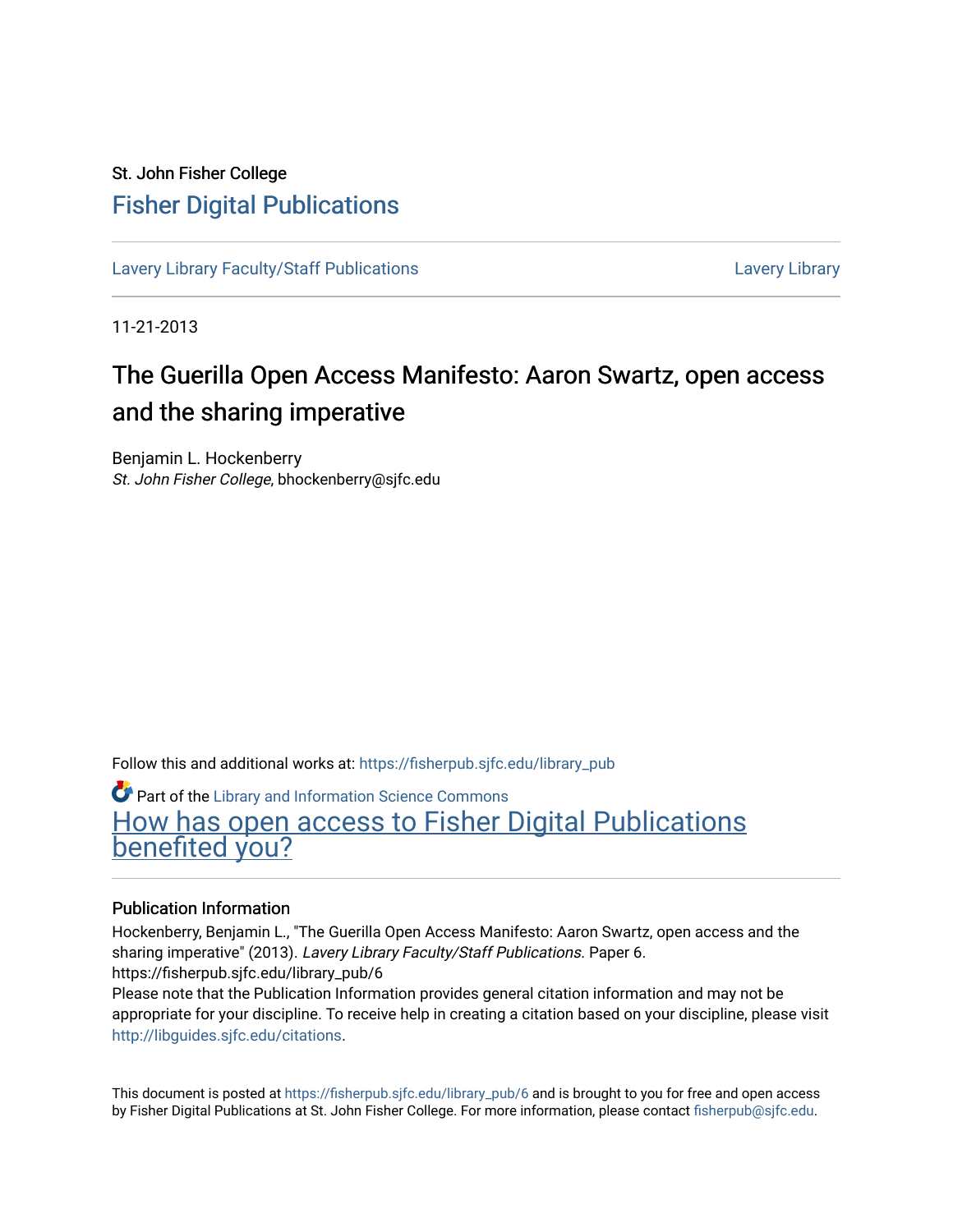St. John Fisher College

# Fisher Digital Publications

Lavery Library Faculty/Staff Publications | Lavery Library

11-21-2013

# The Guerilla Open Access Manifesto: Aaron Swartz, open access and the sharing imperative

Benjamin L. Hockenberry
*St. John Fisher College*, bhockenberry@sjfc.edu

Follow this and additional works at: https://fisherpub.sjfc.edu/library_pub

Part of the Library and Information Science Commons

How has open access to Fisher Digital Publications benefited you?

### Publication Information

Hockenberry, Benjamin L., "The Guerilla Open Access Manifesto: Aaron Swartz, open access and the sharing imperative" (2013). *Lavery Library Faculty/Staff Publications.* Paper 6.
https://fisherpub.sjfc.edu/library_pub/6

Please note that the Publication Information provides general citation information and may not be appropriate for your discipline. To receive help in creating a citation based on your discipline, please visit http://libguides.sjfc.edu/citations.

This document is posted at https://fisherpub.sjfc.edu/library_pub/6 and is brought to you for free and open access by Fisher Digital Publications at St. John Fisher College. For more information, please contact fisherpub@sjfc.edu.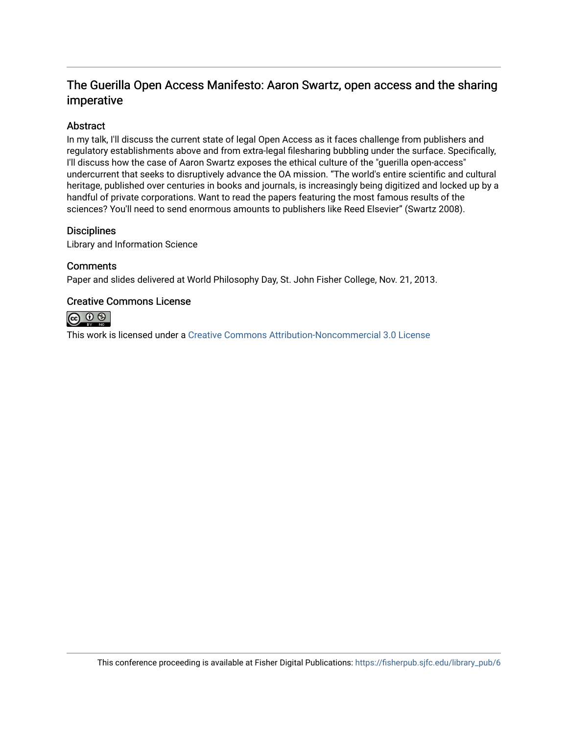# The Guerilla Open Access Manifesto: Aaron Swartz, open access and the sharing imperative

## Abstract

In my talk, I'll discuss the current state of legal Open Access as it faces challenge from publishers and regulatory establishments above and from extra-legal filesharing bubbling under the surface. Specifically, I'll discuss how the case of Aaron Swartz exposes the ethical culture of the "guerilla open-access" undercurrent that seeks to disruptively advance the OA mission. “The world's entire scientific and cultural heritage, published over centuries in books and journals, is increasingly being digitized and locked up by a handful of private corporations. Want to read the papers featuring the most famous results of the sciences? You'll need to send enormous amounts to publishers like Reed Elsevier” (Swartz 2008).

## Disciplines

Library and Information Science

## Comments

Paper and slides delivered at World Philosophy Day, St. John Fisher College, Nov. 21, 2013.

## Creative Commons License

This work is licensed under a Creative Commons Attribution-Noncommercial 3.0 License

This conference proceeding is available at Fisher Digital Publications: https://fisherpub.sjfc.edu/library_pub/6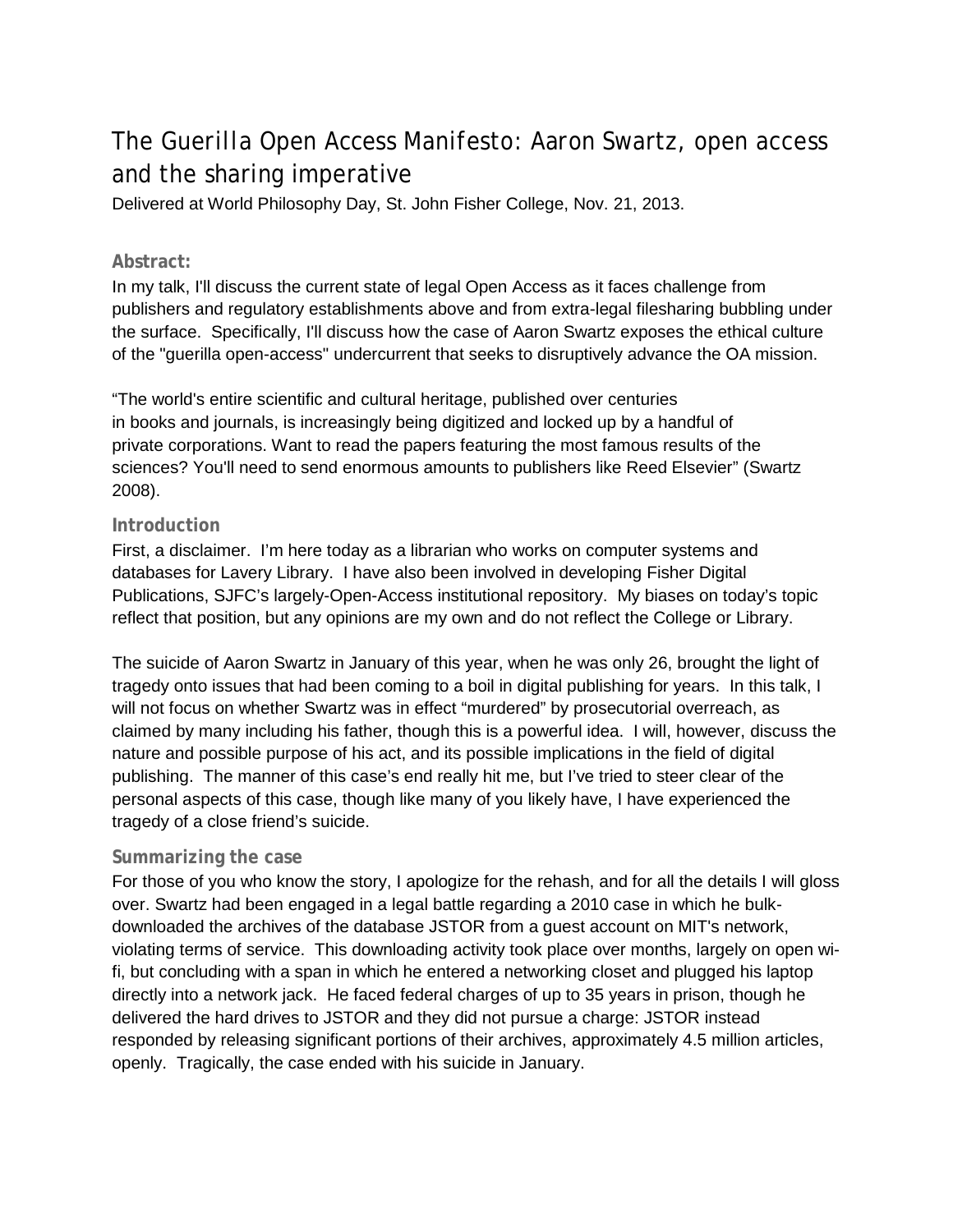# The Guerilla Open Access Manifesto: Aaron Swartz, open access and the sharing imperative

Delivered at World Philosophy Day, St. John Fisher College, Nov. 21, 2013.

### Abstract:

In my talk, I'll discuss the current state of legal Open Access as it faces challenge from publishers and regulatory establishments above and from extra-legal filesharing bubbling under the surface. Specifically, I'll discuss how the case of Aaron Swartz exposes the ethical culture of the "guerilla open-access" undercurrent that seeks to disruptively advance the OA mission.

"The world's entire scientific and cultural heritage, published over centuries in books and journals, is increasingly being digitized and locked up by a handful of private corporations. Want to read the papers featuring the most famous results of the sciences? You'll need to send enormous amounts to publishers like Reed Elsevier" (Swartz 2008).

### Introduction

First, a disclaimer. I'm here today as a librarian who works on computer systems and databases for Lavery Library. I have also been involved in developing Fisher Digital Publications, SJFC's largely-Open-Access institutional repository. My biases on today's topic reflect that position, but any opinions are my own and do not reflect the College or Library.

The suicide of Aaron Swartz in January of this year, when he was only 26, brought the light of tragedy onto issues that had been coming to a boil in digital publishing for years. In this talk, I will not focus on whether Swartz was in effect "murdered" by prosecutorial overreach, as claimed by many including his father, though this is a powerful idea. I will, however, discuss the nature and possible purpose of his act, and its possible implications in the field of digital publishing. The manner of this case's end really hit me, but I've tried to steer clear of the personal aspects of this case, though like many of you likely have, I have experienced the tragedy of a close friend's suicide.

### Summarizing the case

For those of you who know the story, I apologize for the rehash, and for all the details I will gloss over. Swartz had been engaged in a legal battle regarding a 2010 case in which he bulk-downloaded the archives of the database JSTOR from a guest account on MIT's network, violating terms of service. This downloading activity took place over months, largely on open wi-fi, but concluding with a span in which he entered a networking closet and plugged his laptop directly into a network jack. He faced federal charges of up to 35 years in prison, though he delivered the hard drives to JSTOR and they did not pursue a charge: JSTOR instead responded by releasing significant portions of their archives, approximately 4.5 million articles, openly. Tragically, the case ended with his suicide in January.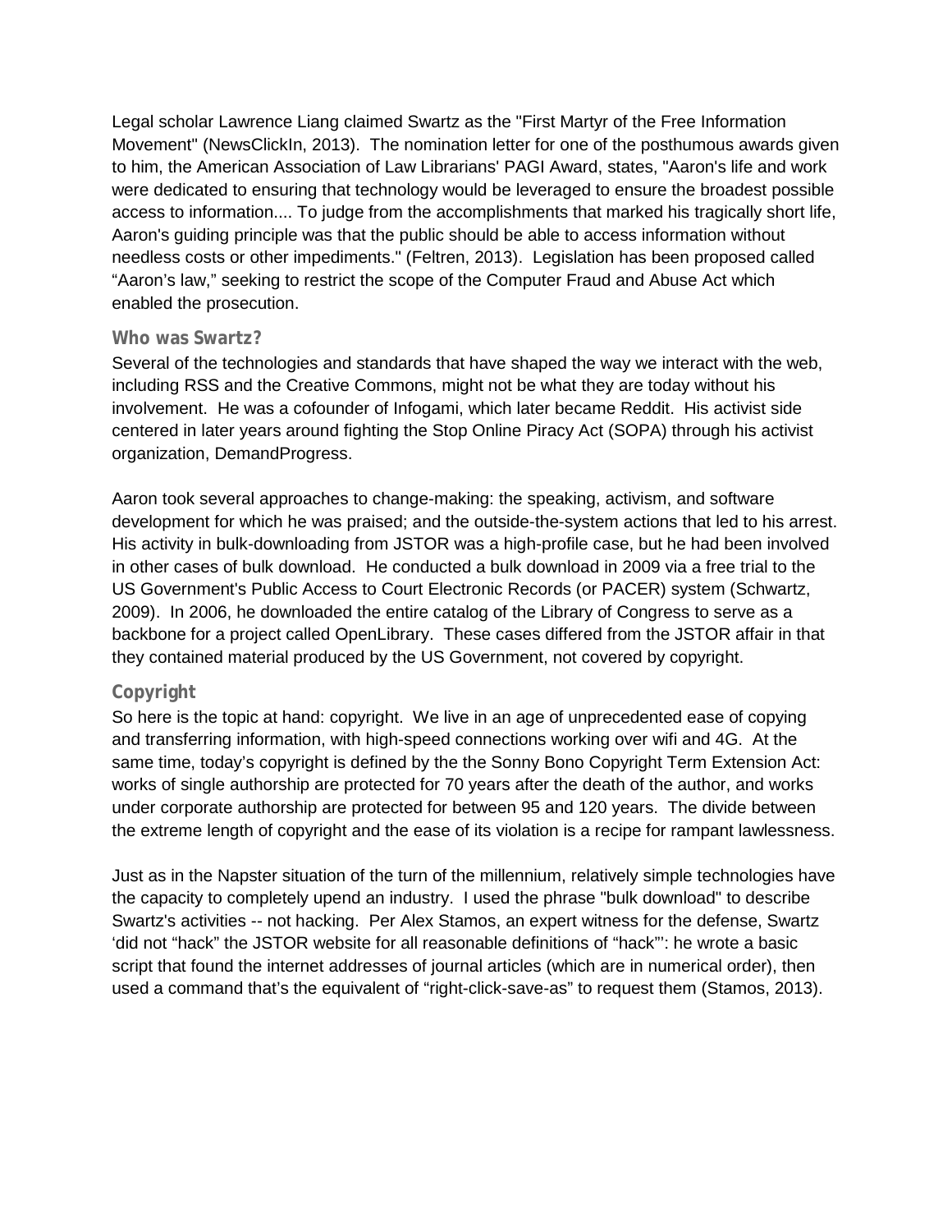Legal scholar Lawrence Liang claimed Swartz as the "First Martyr of the Free Information Movement" (NewsClickIn, 2013). The nomination letter for one of the posthumous awards given to him, the American Association of Law Librarians' PAGI Award, states, "Aaron's life and work were dedicated to ensuring that technology would be leveraged to ensure the broadest possible access to information.... To judge from the accomplishments that marked his tragically short life, Aaron's guiding principle was that the public should be able to access information without needless costs or other impediments." (Feltren, 2013). Legislation has been proposed called "Aaron's law," seeking to restrict the scope of the Computer Fraud and Abuse Act which enabled the prosecution.

### Who was Swartz?

Several of the technologies and standards that have shaped the way we interact with the web, including RSS and the Creative Commons, might not be what they are today without his involvement. He was a cofounder of Infogami, which later became Reddit. His activist side centered in later years around fighting the Stop Online Piracy Act (SOPA) through his activist organization, DemandProgress.

Aaron took several approaches to change-making: the speaking, activism, and software development for which he was praised; and the outside-the-system actions that led to his arrest. His activity in bulk-downloading from JSTOR was a high-profile case, but he had been involved in other cases of bulk download. He conducted a bulk download in 2009 via a free trial to the US Government's Public Access to Court Electronic Records (or PACER) system (Schwartz, 2009). In 2006, he downloaded the entire catalog of the Library of Congress to serve as a backbone for a project called OpenLibrary. These cases differed from the JSTOR affair in that they contained material produced by the US Government, not covered by copyright.

### Copyright

So here is the topic at hand: copyright. We live in an age of unprecedented ease of copying and transferring information, with high-speed connections working over wifi and 4G. At the same time, today's copyright is defined by the the Sonny Bono Copyright Term Extension Act: works of single authorship are protected for 70 years after the death of the author, and works under corporate authorship are protected for between 95 and 120 years. The divide between the extreme length of copyright and the ease of its violation is a recipe for rampant lawlessness.

Just as in the Napster situation of the turn of the millennium, relatively simple technologies have the capacity to completely upend an industry. I used the phrase "bulk download" to describe Swartz's activities -- not hacking. Per Alex Stamos, an expert witness for the defense, Swartz 'did not "hack" the JSTOR website for all reasonable definitions of "hack"': he wrote a basic script that found the internet addresses of journal articles (which are in numerical order), then used a command that's the equivalent of "right-click-save-as" to request them (Stamos, 2013).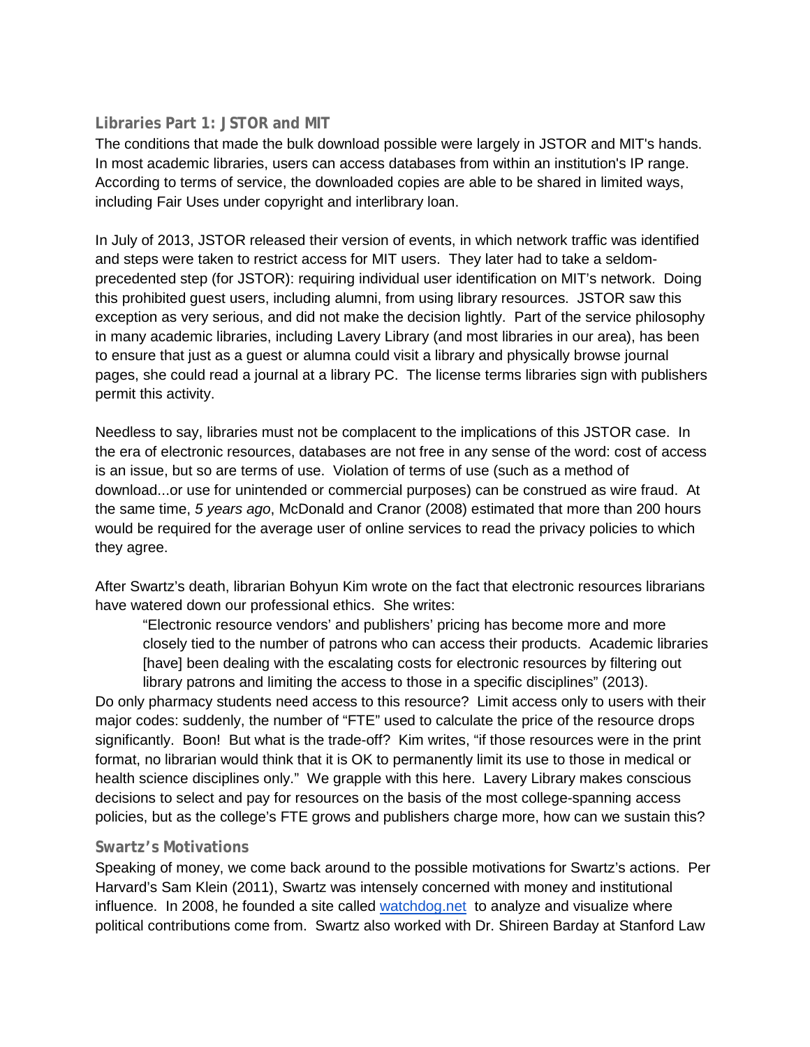### Libraries Part 1: JSTOR and MIT

The conditions that made the bulk download possible were largely in JSTOR and MIT's hands. In most academic libraries, users can access databases from within an institution's IP range. According to terms of service, the downloaded copies are able to be shared in limited ways, including Fair Uses under copyright and interlibrary loan.

In July of 2013, JSTOR released their version of events, in which network traffic was identified and steps were taken to restrict access for MIT users. They later had to take a seldom-precedented step (for JSTOR): requiring individual user identification on MIT's network. Doing this prohibited guest users, including alumni, from using library resources. JSTOR saw this exception as very serious, and did not make the decision lightly. Part of the service philosophy in many academic libraries, including Lavery Library (and most libraries in our area), has been to ensure that just as a guest or alumna could visit a library and physically browse journal pages, she could read a journal at a library PC. The license terms libraries sign with publishers permit this activity.

Needless to say, libraries must not be complacent to the implications of this JSTOR case. In the era of electronic resources, databases are not free in any sense of the word: cost of access is an issue, but so are terms of use. Violation of terms of use (such as a method of download...or use for unintended or commercial purposes) can be construed as wire fraud. At the same time, *5 years ago*, McDonald and Cranor (2008) estimated that more than 200 hours would be required for the average user of online services to read the privacy policies to which they agree.

After Swartz's death, librarian Bohyun Kim wrote on the fact that electronic resources librarians have watered down our professional ethics. She writes:

> "Electronic resource vendors' and publishers' pricing has become more and more closely tied to the number of patrons who can access their products. Academic libraries [have] been dealing with the escalating costs for electronic resources by filtering out library patrons and limiting the access to those in a specific disciplines" (2013).

Do only pharmacy students need access to this resource? Limit access only to users with their major codes: suddenly, the number of "FTE" used to calculate the price of the resource drops significantly. Boon! But what is the trade-off? Kim writes, "if those resources were in the print format, no librarian would think that it is OK to permanently limit its use to those in medical or health science disciplines only." We grapple with this here. Lavery Library makes conscious decisions to select and pay for resources on the basis of the most college-spanning access policies, but as the college's FTE grows and publishers charge more, how can we sustain this?

### Swartz's Motivations

Speaking of money, we come back around to the possible motivations for Swartz's actions. Per Harvard's Sam Klein (2011), Swartz was intensely concerned with money and institutional influence. In 2008, he founded a site called [watchdog.net](watchdog.net) to analyze and visualize where political contributions come from. Swartz also worked with Dr. Shireen Barday at Stanford Law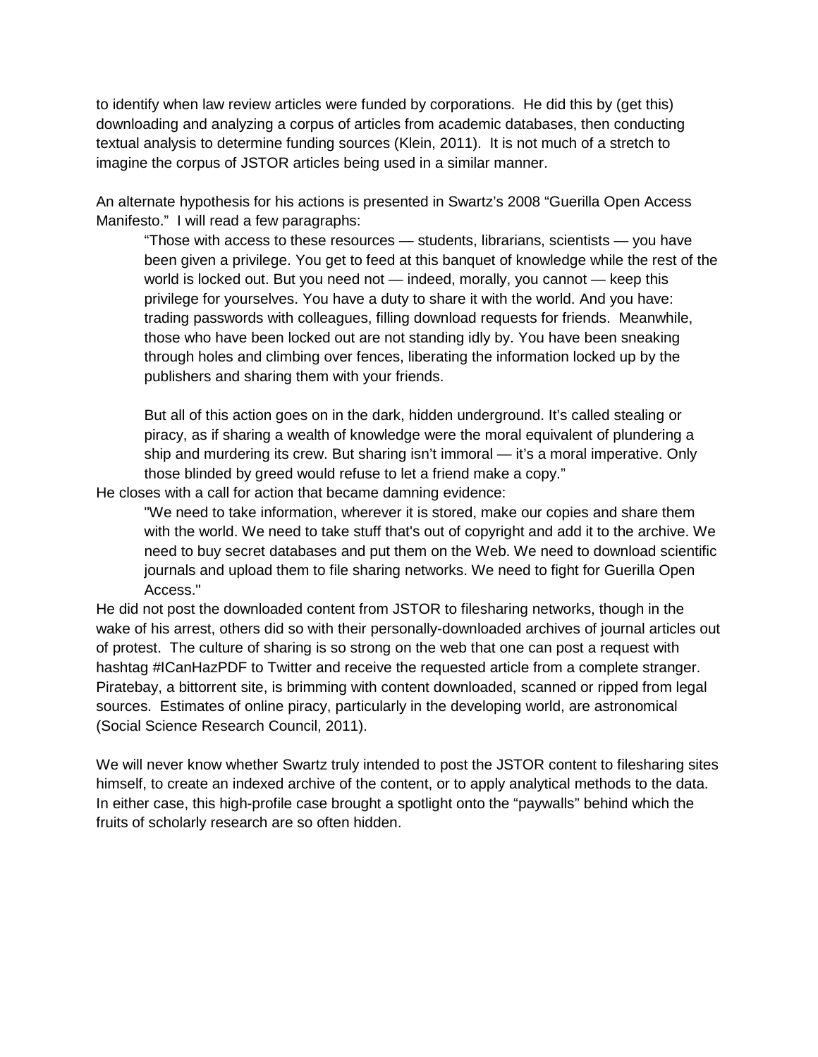to identify when law review articles were funded by corporations. He did this by (get this) downloading and analyzing a corpus of articles from academic databases, then conducting textual analysis to determine funding sources (Klein, 2011). It is not much of a stretch to imagine the corpus of JSTOR articles being used in a similar manner.

An alternate hypothesis for his actions is presented in Swartz's 2008 "Guerilla Open Access Manifesto." I will read a few paragraphs:

> "Those with access to these resources — students, librarians, scientists — you have been given a privilege. You get to feed at this banquet of knowledge while the rest of the world is locked out. But you need not — indeed, morally, you cannot — keep this privilege for yourselves. You have a duty to share it with the world. And you have: trading passwords with colleagues, filling download requests for friends. Meanwhile, those who have been locked out are not standing idly by. You have been sneaking through holes and climbing over fences, liberating the information locked up by the publishers and sharing them with your friends.
>
> But all of this action goes on in the dark, hidden underground. It's called stealing or piracy, as if sharing a wealth of knowledge were the moral equivalent of plundering a ship and murdering its crew. But sharing isn't immoral — it's a moral imperative. Only those blinded by greed would refuse to let a friend make a copy."

He closes with a call for action that became damning evidence:

> "We need to take information, wherever it is stored, make our copies and share them with the world. We need to take stuff that's out of copyright and add it to the archive. We need to buy secret databases and put them on the Web. We need to download scientific journals and upload them to file sharing networks. We need to fight for Guerilla Open Access."

He did not post the downloaded content from JSTOR to filesharing networks, though in the wake of his arrest, others did so with their personally-downloaded archives of journal articles out of protest. The culture of sharing is so strong on the web that one can post a request with hashtag #ICanHazPDF to Twitter and receive the requested article from a complete stranger. Piratebay, a bittorrent site, is brimming with content downloaded, scanned or ripped from legal sources. Estimates of online piracy, particularly in the developing world, are astronomical (Social Science Research Council, 2011).

We will never know whether Swartz truly intended to post the JSTOR content to filesharing sites himself, to create an indexed archive of the content, or to apply analytical methods to the data. In either case, this high-profile case brought a spotlight onto the "paywalls" behind which the fruits of scholarly research are so often hidden.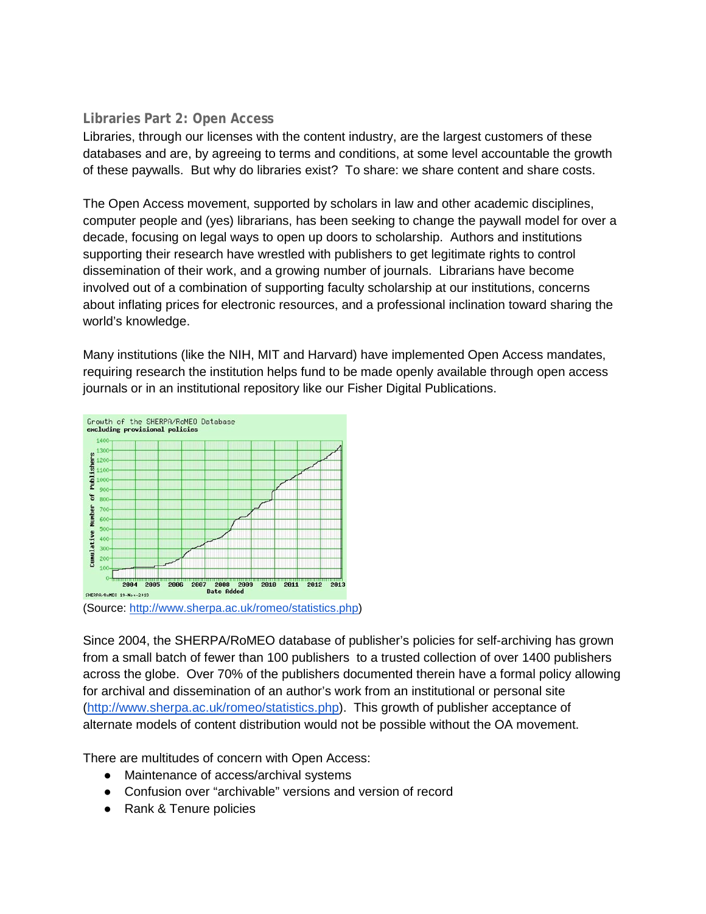## Libraries Part 2: Open Access

Libraries, through our licenses with the content industry, are the largest customers of these databases and are, by agreeing to terms and conditions, at some level accountable the growth of these paywalls. But why do libraries exist? To share: we share content and share costs.

The Open Access movement, supported by scholars in law and other academic disciplines, computer people and (yes) librarians, has been seeking to change the paywall model for over a decade, focusing on legal ways to open up doors to scholarship. Authors and institutions supporting their research have wrestled with publishers to get legitimate rights to control dissemination of their work, and a growing number of journals. Librarians have become involved out of a combination of supporting faculty scholarship at our institutions, concerns about inflating prices for electronic resources, and a professional inclination toward sharing the world's knowledge.

Many institutions (like the NIH, MIT and Harvard) have implemented Open Access mandates, requiring research the institution helps fund to be made openly available through open access journals or in an institutional repository like our Fisher Digital Publications.

(Source: http://www.sherpa.ac.uk/romeo/statistics.php)

Since 2004, the SHERPA/RoMEO database of publisher's policies for self-archiving has grown from a small batch of fewer than 100 publishers to a trusted collection of over 1400 publishers across the globe. Over 70% of the publishers documented therein have a formal policy allowing for archival and dissemination of an author's work from an institutional or personal site (http://www.sherpa.ac.uk/romeo/statistics.php). This growth of publisher acceptance of alternate models of content distribution would not be possible without the OA movement.

There are multitudes of concern with Open Access:

- Maintenance of access/archival systems
- Confusion over "archivable" versions and version of record
- Rank & Tenure policies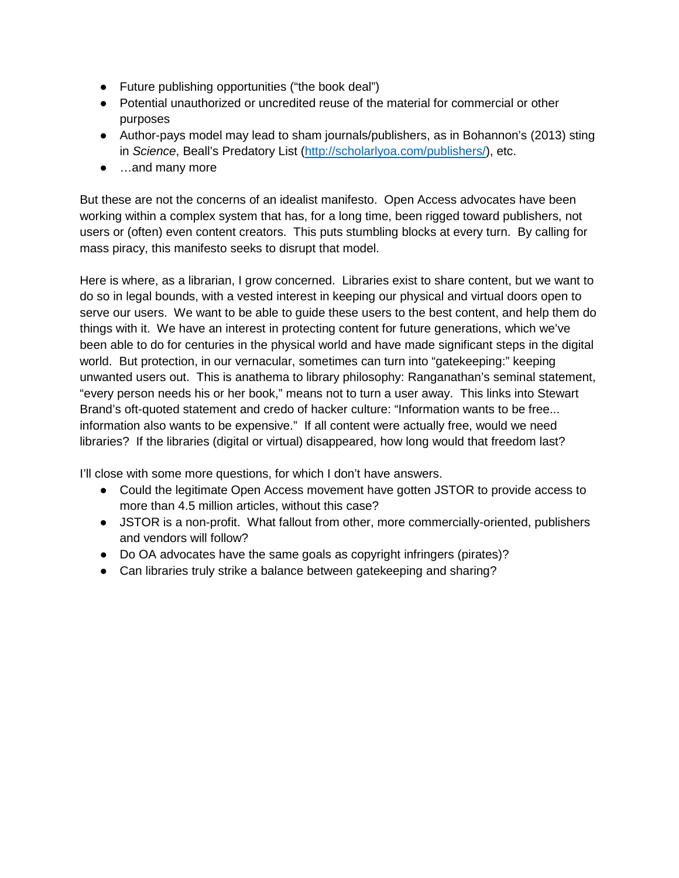- Future publishing opportunities ("the book deal")
- Potential unauthorized or uncredited reuse of the material for commercial or other purposes
- Author-pays model may lead to sham journals/publishers, as in Bohannon's (2013) sting in *Science*, Beall's Predatory List (http://scholarlyoa.com/publishers/), etc.
- …and many more

But these are not the concerns of an idealist manifesto. Open Access advocates have been working within a complex system that has, for a long time, been rigged toward publishers, not users or (often) even content creators. This puts stumbling blocks at every turn. By calling for mass piracy, this manifesto seeks to disrupt that model.

Here is where, as a librarian, I grow concerned. Libraries exist to share content, but we want to do so in legal bounds, with a vested interest in keeping our physical and virtual doors open to serve our users. We want to be able to guide these users to the best content, and help them do things with it. We have an interest in protecting content for future generations, which we've been able to do for centuries in the physical world and have made significant steps in the digital world. But protection, in our vernacular, sometimes can turn into "gatekeeping:" keeping unwanted users out. This is anathema to library philosophy: Ranganathan's seminal statement, "every person needs his or her book," means not to turn a user away. This links into Stewart Brand's oft-quoted statement and credo of hacker culture: "Information wants to be free... information also wants to be expensive." If all content were actually free, would we need libraries? If the libraries (digital or virtual) disappeared, how long would that freedom last?

I'll close with some more questions, for which I don't have answers.

- Could the legitimate Open Access movement have gotten JSTOR to provide access to more than 4.5 million articles, without this case?
- JSTOR is a non-profit. What fallout from other, more commercially-oriented, publishers and vendors will follow?
- Do OA advocates have the same goals as copyright infringers (pirates)?
- Can libraries truly strike a balance between gatekeeping and sharing?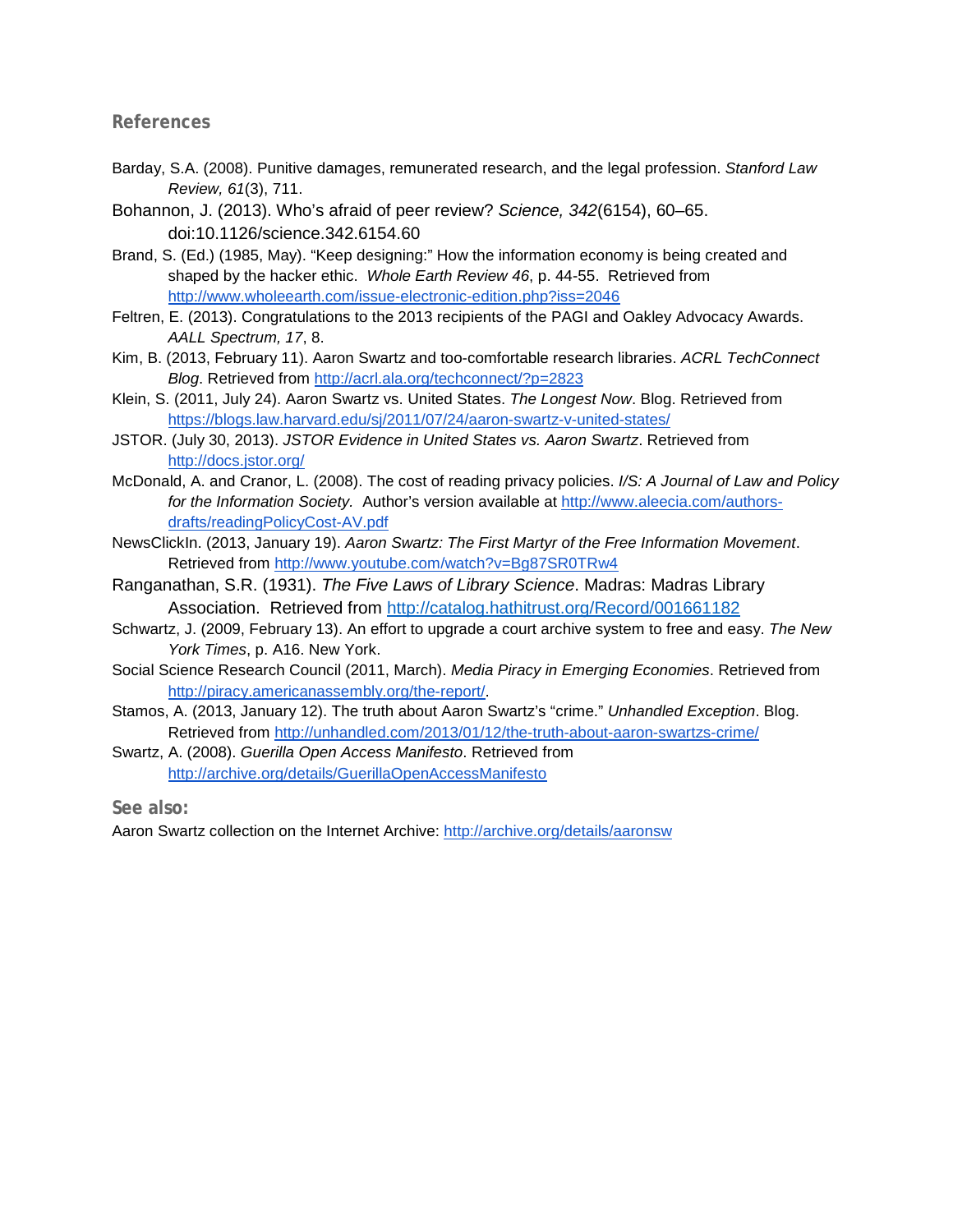## References

Barday, S.A. (2008). Punitive damages, remunerated research, and the legal profession. *Stanford Law Review, 61*(3), 711.

Bohannon, J. (2013). Who's afraid of peer review? *Science, 342*(6154), 60–65. doi:10.1126/science.342.6154.60

Brand, S. (Ed.) (1985, May). "Keep designing:" How the information economy is being created and shaped by the hacker ethic. *Whole Earth Review 46*, p. 44-55. Retrieved from http://www.wholeearth.com/issue-electronic-edition.php?iss=2046

Feltren, E. (2013). Congratulations to the 2013 recipients of the PAGI and Oakley Advocacy Awards. *AALL Spectrum, 17*, 8.

Kim, B. (2013, February 11). Aaron Swartz and too-comfortable research libraries. *ACRL TechConnect Blog*. Retrieved from http://acrl.ala.org/techconnect/?p=2823

Klein, S. (2011, July 24). Aaron Swartz vs. United States. *The Longest Now*. Blog. Retrieved from https://blogs.law.harvard.edu/sj/2011/07/24/aaron-swartz-v-united-states/

JSTOR. (July 30, 2013). *JSTOR Evidence in United States vs. Aaron Swartz*. Retrieved from http://docs.jstor.org/

McDonald, A. and Cranor, L. (2008). The cost of reading privacy policies. *I/S: A Journal of Law and Policy for the Information Society.* Author's version available at http://www.aleecia.com/authors-drafts/readingPolicyCost-AV.pdf

NewsClickIn. (2013, January 19). *Aaron Swartz: The First Martyr of the Free Information Movement*. Retrieved from http://www.youtube.com/watch?v=Bg87SR0TRw4

Ranganathan, S.R. (1931). *The Five Laws of Library Science*. Madras: Madras Library Association. Retrieved from http://catalog.hathitrust.org/Record/001661182

Schwartz, J. (2009, February 13). An effort to upgrade a court archive system to free and easy. *The New York Times*, p. A16. New York.

Social Science Research Council (2011, March). *Media Piracy in Emerging Economies*. Retrieved from http://piracy.americanassembly.org/the-report/.

Stamos, A. (2013, January 12). The truth about Aaron Swartz's "crime." *Unhandled Exception*. Blog. Retrieved from http://unhandled.com/2013/01/12/the-truth-about-aaron-swartzs-crime/

Swartz, A. (2008). *Guerilla Open Access Manifesto*. Retrieved from http://archive.org/details/GuerillaOpenAccessManifesto

## See also:

Aaron Swartz collection on the Internet Archive: http://archive.org/details/aaronsw